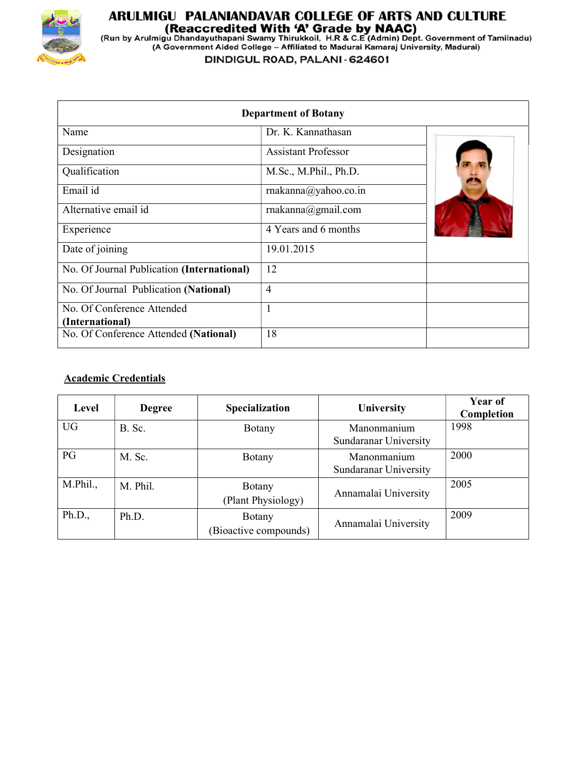# ARULMIGU PALANIANDAVAR COLLEGE OF ARTS AND CULTURE

**(Reaccredited With 'A' Grade by NAAC)**

(Run by Arulmigu Dhandayuthapani Swamy Thirukkoil, H.R & C.E (Admin) Dept. Government of Tamilnadu)

(A Government Aided College – Affiliated to Madurai Kamaraj University, Madurai)

DINDIGUL ROAD, PALANI - 624601

| **Department of Botany** | | |
|---|---|---|
| Name | Dr. K. Kannathasan | |
| Designation | Assistant Professor | |
| Qualification | M.Sc., M.Phil., Ph.D. | |
| Email id | rnakanna@yahoo.co.in | |
| Alternative email id | rnakanna@gmail.com | |
| Experience | 4 Years and 6 months | |
| Date of joining | 19.01.2015 | |
| No. Of Journal Publication **(International)** | 12 | |
| No. Of Journal Publication **(National)** | 4 | |
| No. Of Conference Attended **(International)** | 1 | |
| No. Of Conference Attended **(National)** | 18 | |

## Academic Credentials

| Level | Degree | Specialization | University | Year of Completion |
|---|---|---|---|---|
| UG | B. Sc. | Botany | Manonmanium Sundaranar University | 1998 |
| PG | M. Sc. | Botany | Manonmanium Sundaranar University | 2000 |
| M.Phil., | M. Phil. | Botany (Plant Physiology) | Annamalai University | 2005 |
| Ph.D., | Ph.D. | Botany (Bioactive compounds) | Annamalai University | 2009 |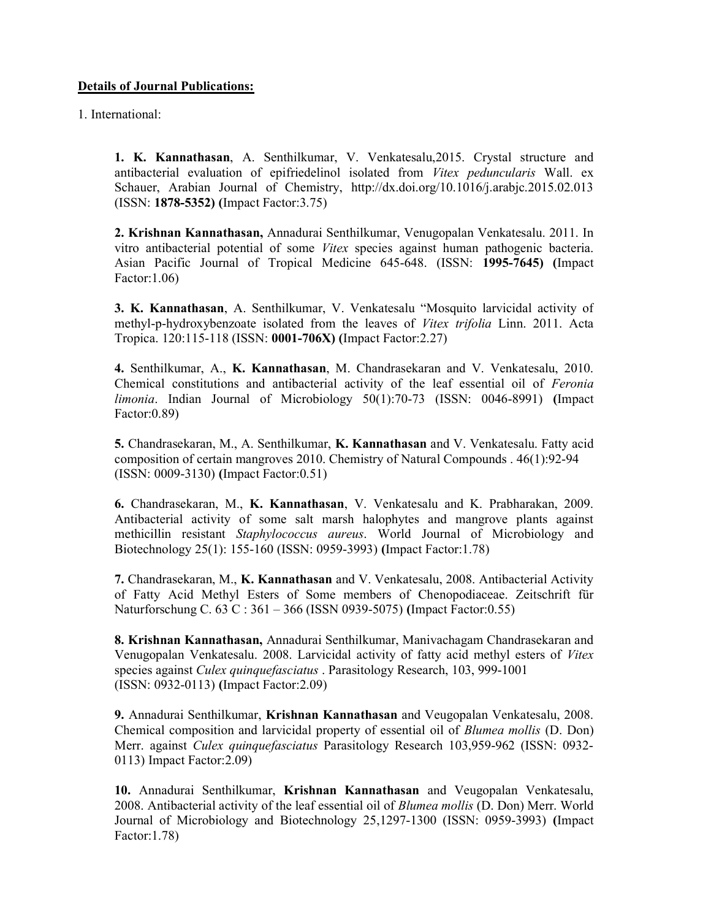**<u>Details of Journal Publications:</u>**

1. International:

**1. K. Kannathasan**, A. Senthilkumar, V. Venkatesalu,2015. Crystal structure and antibacterial evaluation of epifriedelinol isolated from *Vitex peduncularis* Wall. ex Schauer, Arabian Journal of Chemistry, http://dx.doi.org/10.1016/j.arabjc.2015.02.013 (ISSN: **1878-5352) (**Impact Factor:3.75)

**2. Krishnan Kannathasan,** Annadurai Senthilkumar, Venugopalan Venkatesalu. 2011. In vitro antibacterial potential of some *Vitex* species against human pathogenic bacteria. Asian Pacific Journal of Tropical Medicine 645-648. (ISSN: **1995-7645) (**Impact Factor:1.06)

**3. K. Kannathasan**, A. Senthilkumar, V. Venkatesalu "Mosquito larvicidal activity of methyl-p-hydroxybenzoate isolated from the leaves of *Vitex trifolia* Linn. 2011. Acta Tropica. 120:115-118 (ISSN: **0001-706X) (**Impact Factor:2.27)

**4.** Senthilkumar, A., **K. Kannathasan**, M. Chandrasekaran and V. Venkatesalu, 2010. Chemical constitutions and antibacterial activity of the leaf essential oil of *Feronia limonia*. Indian Journal of Microbiology 50(1):70-73 (ISSN: 0046-8991) **(**Impact Factor:0.89)

**5.** Chandrasekaran, M., A. Senthilkumar, **K. Kannathasan** and V. Venkatesalu. Fatty acid composition of certain mangroves 2010. Chemistry of Natural Compounds . 46(1):92-94 (ISSN: 0009-3130) **(**Impact Factor:0.51)

**6.** Chandrasekaran, M., **K. Kannathasan**, V. Venkatesalu and K. Prabharakan, 2009. Antibacterial activity of some salt marsh halophytes and mangrove plants against methicillin resistant *Staphylococcus aureus*. World Journal of Microbiology and Biotechnology 25(1): 155-160 (ISSN: 0959-3993) **(**Impact Factor:1.78)

**7.** Chandrasekaran, M., **K. Kannathasan** and V. Venkatesalu, 2008. Antibacterial Activity of Fatty Acid Methyl Esters of Some members of Chenopodiaceae. Zeitschrift für Naturforschung C. 63 C : 361 – 366 (ISSN 0939-5075) **(**Impact Factor:0.55)

**8. Krishnan Kannathasan,** Annadurai Senthilkumar, Manivachagam Chandrasekaran and Venugopalan Venkatesalu. 2008. Larvicidal activity of fatty acid methyl esters of *Vitex* species against *Culex quinquefasciatus* . Parasitology Research, 103, 999-1001 (ISSN: 0932-0113) **(**Impact Factor:2.09)

**9.** Annadurai Senthilkumar, **Krishnan Kannathasan** and Veugopalan Venkatesalu, 2008. Chemical composition and larvicidal property of essential oil of *Blumea mollis* (D. Don) Merr. against *Culex quinquefasciatus* Parasitology Research 103,959-962 (ISSN: 0932-0113) Impact Factor:2.09)

**10.** Annadurai Senthilkumar, **Krishnan Kannathasan** and Veugopalan Venkatesalu, 2008. Antibacterial activity of the leaf essential oil of *Blumea mollis* (D. Don) Merr. World Journal of Microbiology and Biotechnology 25,1297-1300 (ISSN: 0959-3993) **(**Impact Factor:1.78)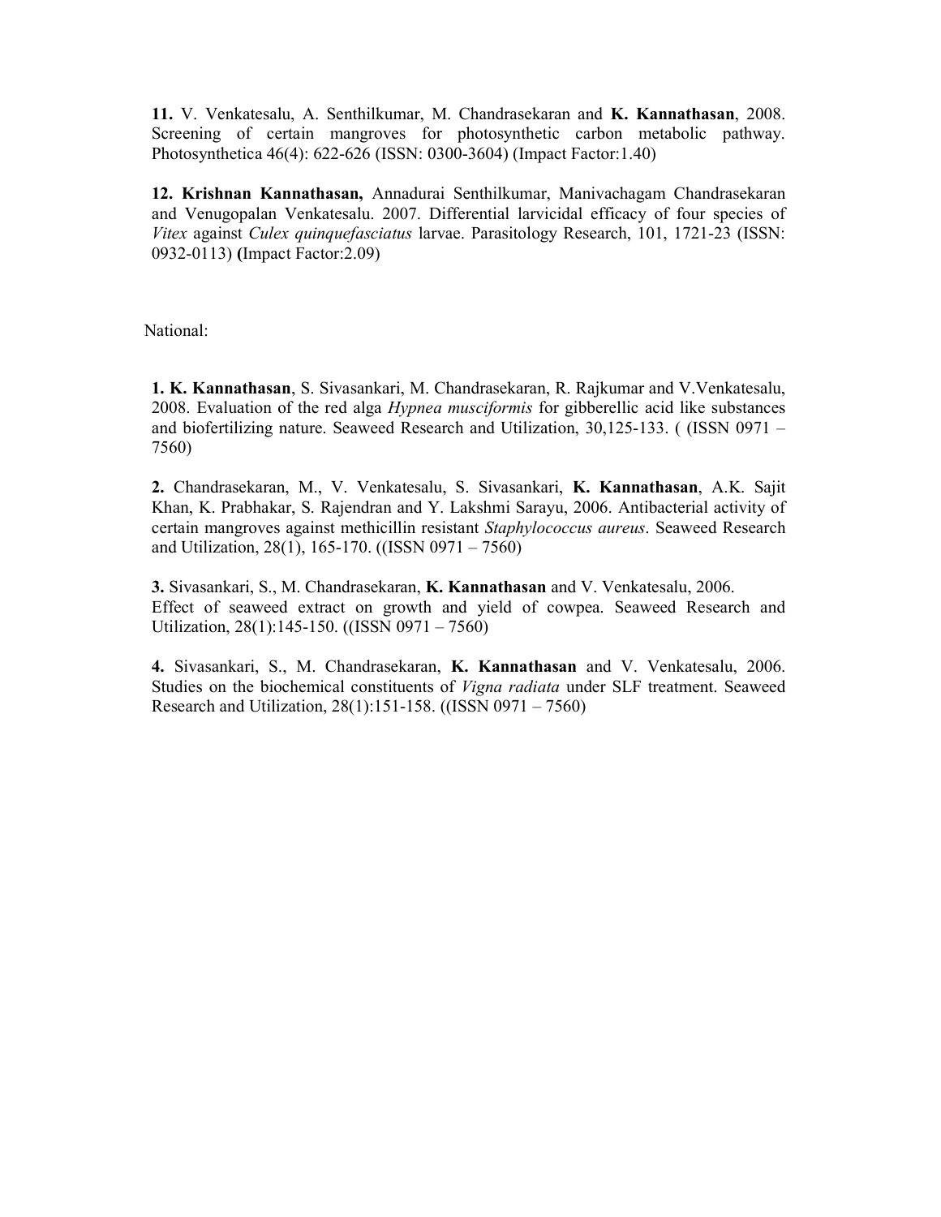**11.** V. Venkatesalu, A. Senthilkumar, M. Chandrasekaran and **K. Kannathasan**, 2008. Screening of certain mangroves for photosynthetic carbon metabolic pathway. Photosynthetica 46(4): 622-626 (ISSN: 0300-3604) (Impact Factor:1.40)

**12. Krishnan Kannathasan,** Annadurai Senthilkumar, Manivachagam Chandrasekaran and Venugopalan Venkatesalu. 2007. Differential larvicidal efficacy of four species of *Vitex* against *Culex quinquefasciatus* larvae. Parasitology Research, 101, 1721-23 (ISSN: 0932-0113) **(**Impact Factor:2.09)

National:

**1. K. Kannathasan**, S. Sivasankari, M. Chandrasekaran, R. Rajkumar and V.Venkatesalu, 2008. Evaluation of the red alga *Hypnea musciformis* for gibberellic acid like substances and biofertilizing nature. Seaweed Research and Utilization, 30,125-133. ( (ISSN 0971 – 7560)

**2.** Chandrasekaran, M., V. Venkatesalu, S. Sivasankari, **K. Kannathasan**, A.K. Sajit Khan, K. Prabhakar, S. Rajendran and Y. Lakshmi Sarayu, 2006. Antibacterial activity of certain mangroves against methicillin resistant *Staphylococcus aureus*. Seaweed Research and Utilization, 28(1), 165-170. ((ISSN 0971 – 7560)

**3.** Sivasankari, S., M. Chandrasekaran, **K. Kannathasan** and V. Venkatesalu, 2006. Effect of seaweed extract on growth and yield of cowpea. Seaweed Research and Utilization, 28(1):145-150. ((ISSN 0971 – 7560)

**4.** Sivasankari, S., M. Chandrasekaran, **K. Kannathasan** and V. Venkatesalu, 2006. Studies on the biochemical constituents of *Vigna radiata* under SLF treatment. Seaweed Research and Utilization, 28(1):151-158. ((ISSN 0971 – 7560)